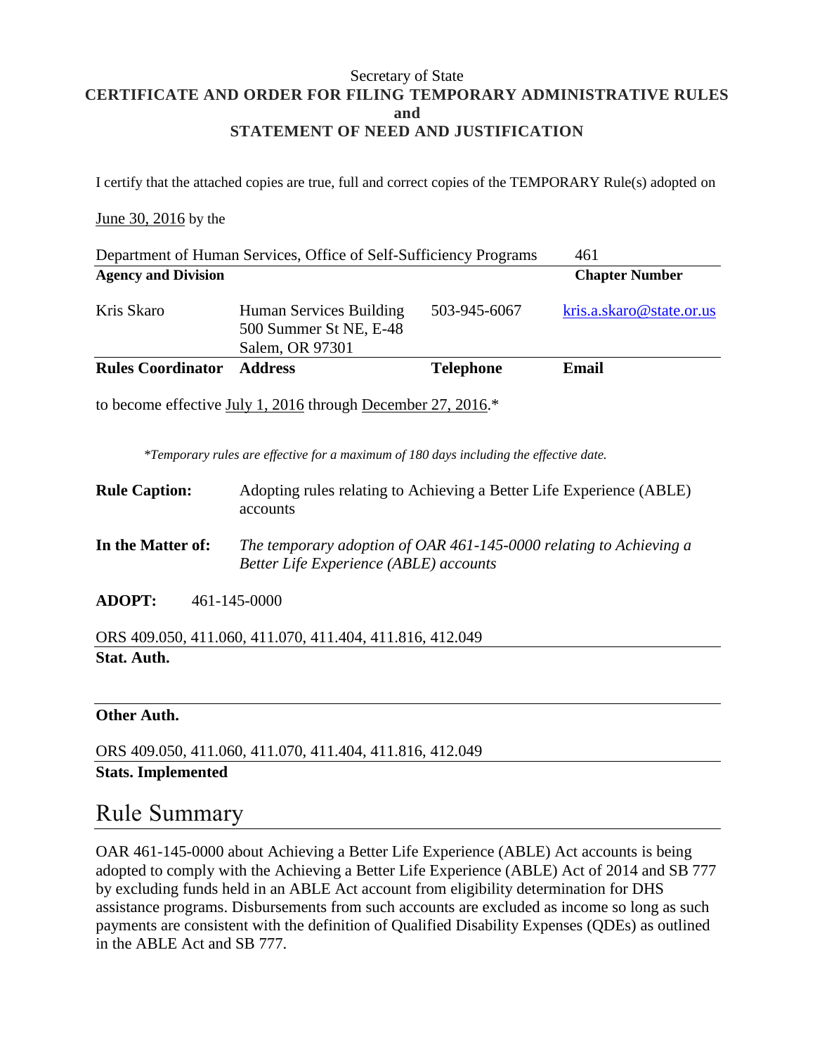Secretary of State

**CERTIFICATE AND ORDER FOR FILING TEMPORARY ADMINISTRATIVE RULES**
**and**
**STATEMENT OF NEED AND JUSTIFICATION**

I certify that the attached copies are true, full and correct copies of the TEMPORARY Rule(s) adopted on

June 30, 2016 by the

| Department of Human Services, Office of Self-Sufficiency Programs | | | 461 |
|---|---|---|---|
| **Agency and Division** | | | **Chapter Number** |
| Kris Skaro | Human Services Building<br>500 Summer St NE, E-48<br>Salem, OR 97301 | 503-945-6067 | kris.a.skaro@state.or.us |
| **Rules Coordinator** | **Address** | **Telephone** | **Email** |

to become effective July 1, 2016 through December 27, 2016.*

*\*Temporary rules are effective for a maximum of 180 days including the effective date.*

**Rule Caption:** Adopting rules relating to Achieving a Better Life Experience (ABLE) accounts

**In the Matter of:** *The temporary adoption of OAR 461-145-0000 relating to Achieving a Better Life Experience (ABLE) accounts*

**ADOPT:** 461-145-0000

ORS 409.050, 411.060, 411.070, 411.404, 411.816, 412.049
**Stat. Auth.**

**Other Auth.**

ORS 409.050, 411.060, 411.070, 411.404, 411.816, 412.049
**Stats. Implemented**

# Rule Summary

OAR 461-145-0000 about Achieving a Better Life Experience (ABLE) Act accounts is being adopted to comply with the Achieving a Better Life Experience (ABLE) Act of 2014 and SB 777 by excluding funds held in an ABLE Act account from eligibility determination for DHS assistance programs. Disbursements from such accounts are excluded as income so long as such payments are consistent with the definition of Qualified Disability Expenses (QDEs) as outlined in the ABLE Act and SB 777.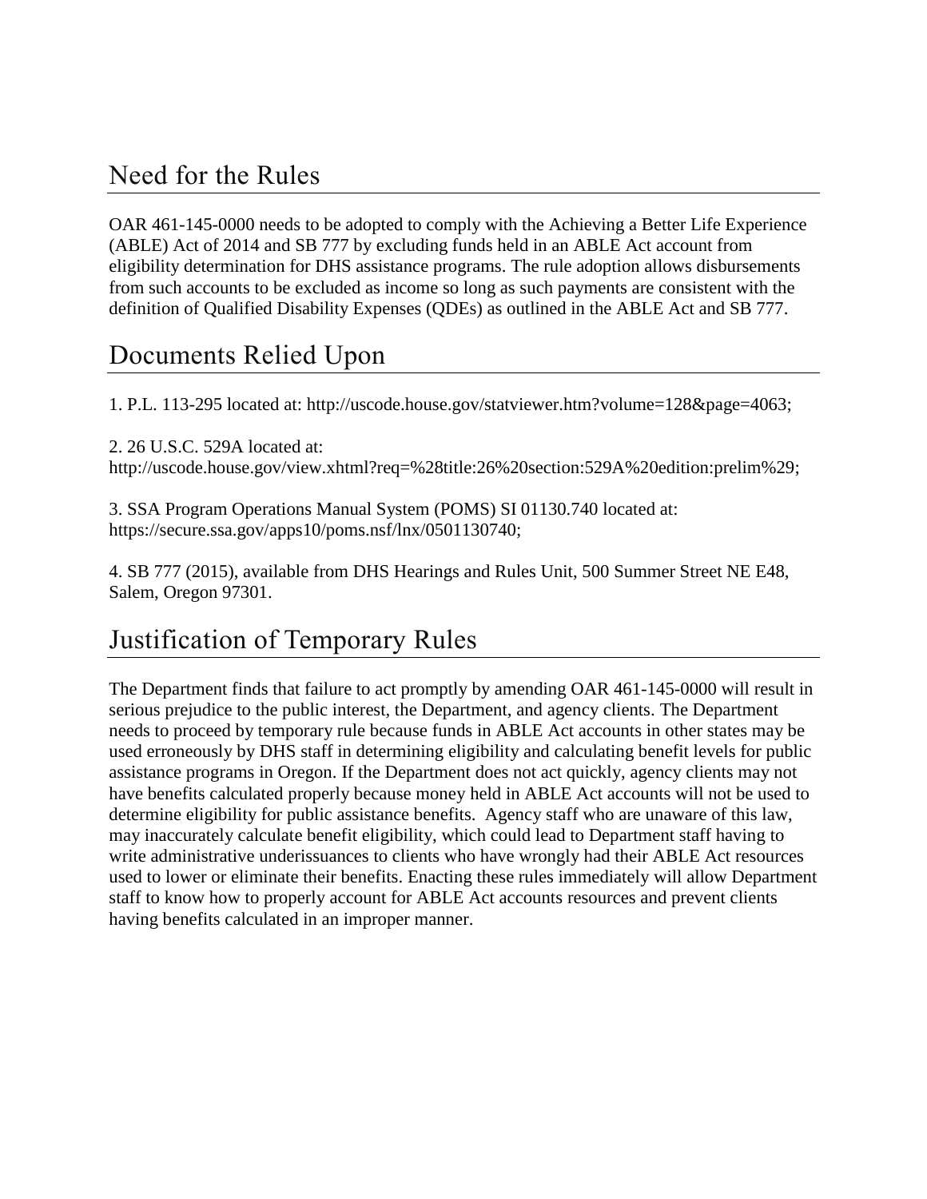## Need for the Rules

OAR 461-145-0000 needs to be adopted to comply with the Achieving a Better Life Experience (ABLE) Act of 2014 and SB 777 by excluding funds held in an ABLE Act account from eligibility determination for DHS assistance programs. The rule adoption allows disbursements from such accounts to be excluded as income so long as such payments are consistent with the definition of Qualified Disability Expenses (QDEs) as outlined in the ABLE Act and SB 777.

## Documents Relied Upon

1. P.L. 113-295 located at: http://uscode.house.gov/statviewer.htm?volume=128&page=4063;

2. 26 U.S.C. 529A located at: http://uscode.house.gov/view.xhtml?req=%28title:26%20section:529A%20edition:prelim%29;

3. SSA Program Operations Manual System (POMS) SI 01130.740 located at: https://secure.ssa.gov/apps10/poms.nsf/lnx/0501130740;

4. SB 777 (2015), available from DHS Hearings and Rules Unit, 500 Summer Street NE E48, Salem, Oregon 97301.

## Justification of Temporary Rules

The Department finds that failure to act promptly by amending OAR 461-145-0000 will result in serious prejudice to the public interest, the Department, and agency clients. The Department needs to proceed by temporary rule because funds in ABLE Act accounts in other states may be used erroneously by DHS staff in determining eligibility and calculating benefit levels for public assistance programs in Oregon. If the Department does not act quickly, agency clients may not have benefits calculated properly because money held in ABLE Act accounts will not be used to determine eligibility for public assistance benefits. Agency staff who are unaware of this law, may inaccurately calculate benefit eligibility, which could lead to Department staff having to write administrative underissuances to clients who have wrongly had their ABLE Act resources used to lower or eliminate their benefits. Enacting these rules immediately will allow Department staff to know how to properly account for ABLE Act accounts resources and prevent clients having benefits calculated in an improper manner.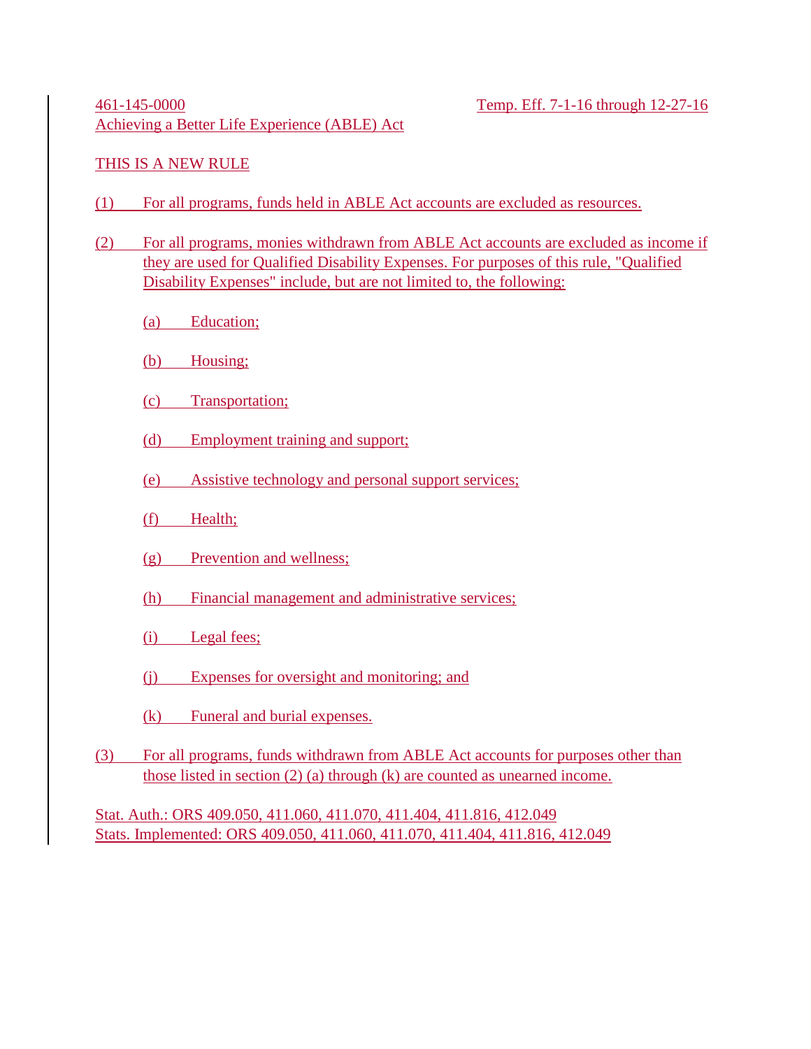461-145-0000 Temp. Eff. 7-1-16 through 12-27-16

Achieving a Better Life Experience (ABLE) Act

THIS IS A NEW RULE

(1) For all programs, funds held in ABLE Act accounts are excluded as resources.

(2) For all programs, monies withdrawn from ABLE Act accounts are excluded as income if they are used for Qualified Disability Expenses. For purposes of this rule, "Qualified Disability Expenses" include, but are not limited to, the following:

(a) Education;

(b) Housing;

(c) Transportation;

(d) Employment training and support;

(e) Assistive technology and personal support services;

(f) Health;

(g) Prevention and wellness;

(h) Financial management and administrative services;

(i) Legal fees;

(j) Expenses for oversight and monitoring; and

(k) Funeral and burial expenses.

(3) For all programs, funds withdrawn from ABLE Act accounts for purposes other than those listed in section (2) (a) through (k) are counted as unearned income.

Stat. Auth.: ORS 409.050, 411.060, 411.070, 411.404, 411.816, 412.049

Stats. Implemented: ORS 409.050, 411.060, 411.070, 411.404, 411.816, 412.049